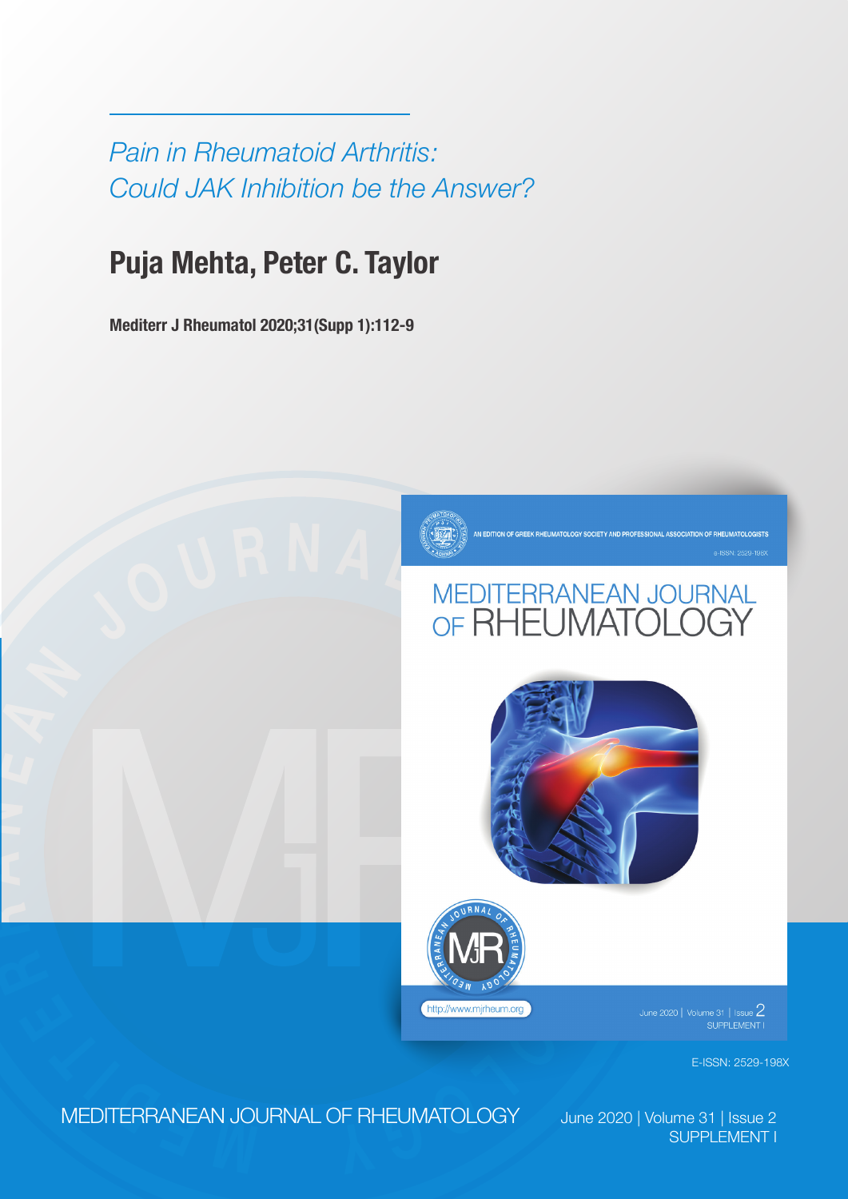*Pain in Rheumatoid Arthritis: Could JAK Inhibition be the Answer?*

# Puja Mehta, Peter C. Taylor

**Mediterr J Rheumatol 2020;31(Supp 1):112-9**

AN EDITION OF GREEK RHEUMATOLOGY SOCIETY AND PROFESSIONAL ASSOCIATION OF RHEUMATOLOGISTS

e-ISSN: 2529-198X

MEDITERRANEAN JOURNAL OF RHEUMATOLOGY

http://www.mjrheum.org

June 2020 | Volume 31 | Issue 2
SUPPLEMENT I

E-ISSN: 2529-198X

MEDITERRANEAN JOURNAL OF RHEUMATOLOGY

June 2020 | Volume 31 | Issue 2
SUPPLEMENT I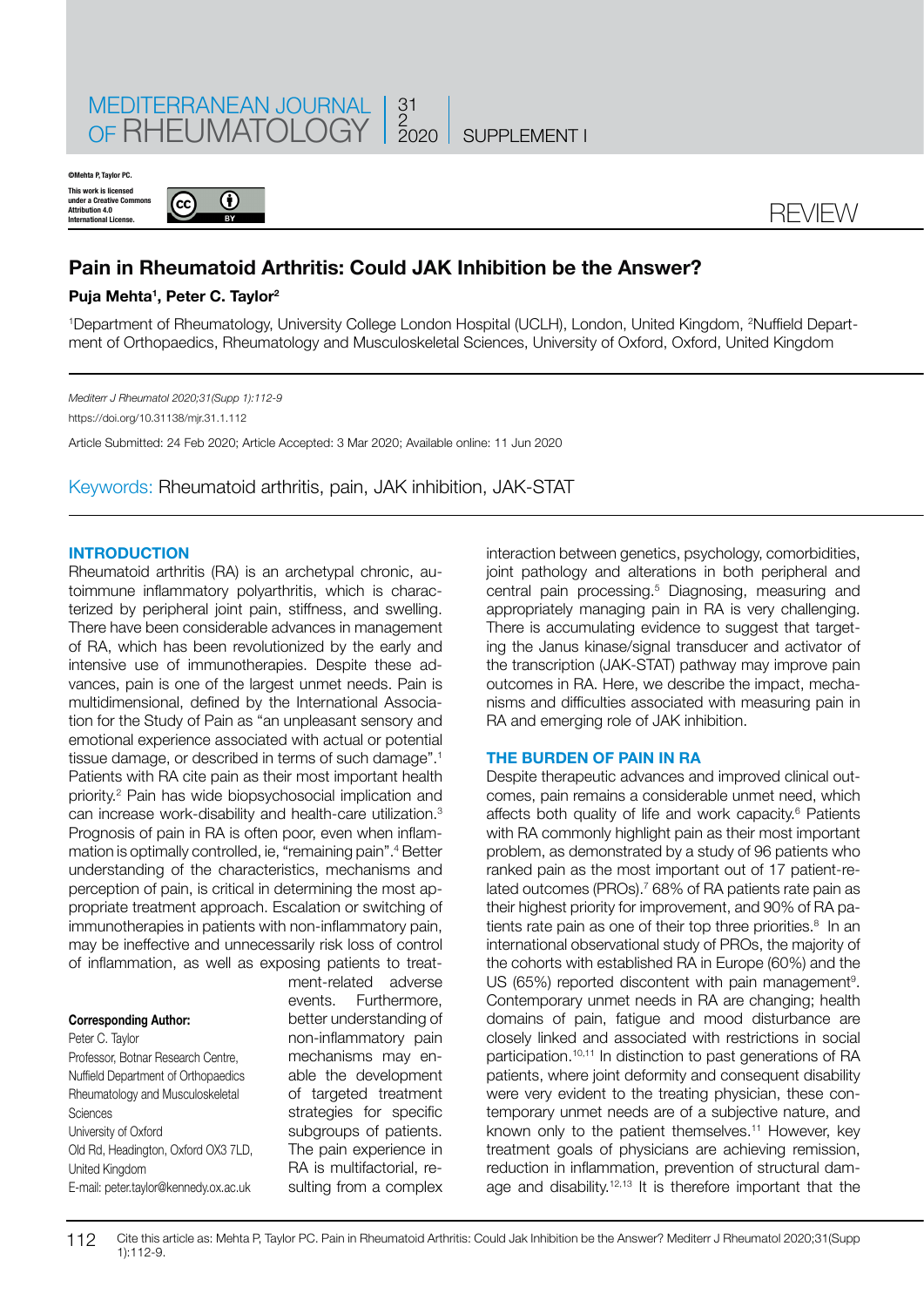©Mehta P, Taylor PC.

This work is licensed under a Creative Commons Attribution 4.0 International License.

REVIEW

# Pain in Rheumatoid Arthritis: Could JAK Inhibition be the Answer?

**Puja Mehta[1], Peter C. Taylor[2]**

[1]Department of Rheumatology, University College London Hospital (UCLH), London, United Kingdom, [2]Nuffield Department of Orthopaedics, Rheumatology and Musculoskeletal Sciences, University of Oxford, Oxford, United Kingdom

*Mediterr J Rheumatol 2020;31(Supp 1):112-9*

https://doi.org/10.31138/mjr.31.1.112

Article Submitted: 24 Feb 2020; Article Accepted: 3 Mar 2020; Available online: 11 Jun 2020

Keywords: Rheumatoid arthritis, pain, JAK inhibition, JAK-STAT

## INTRODUCTION

Rheumatoid arthritis (RA) is an archetypal chronic, autoimmune inflammatory polyarthritis, which is characterized by peripheral joint pain, stiffness, and swelling. There have been considerable advances in management of RA, which has been revolutionized by the early and intensive use of immunotherapies. Despite these advances, pain is one of the largest unmet needs. Pain is multidimensional, defined by the International Association for the Study of Pain as "an unpleasant sensory and emotional experience associated with actual or potential tissue damage, or described in terms of such damage".[1] Patients with RA cite pain as their most important health priority.[2] Pain has wide biopsychosocial implication and can increase work-disability and health-care utilization.[3] Prognosis of pain in RA is often poor, even when inflammation is optimally controlled, ie, "remaining pain".[4] Better understanding of the characteristics, mechanisms and perception of pain, is critical in determining the most appropriate treatment approach. Escalation or switching of immunotherapies in patients with non-inflammatory pain, may be ineffective and unnecessarily risk loss of control of inflammation, as well as exposing patients to treatment-related adverse events. Furthermore, better understanding of non-inflammatory pain mechanisms may enable the development of targeted treatment strategies for specific subgroups of patients. The pain experience in RA is multifactorial, resulting from a complex interaction between genetics, psychology, comorbidities, joint pathology and alterations in both peripheral and central pain processing.[5] Diagnosing, measuring and appropriately managing pain in RA is very challenging. There is accumulating evidence to suggest that targeting the Janus kinase/signal transducer and activator of the transcription (JAK-STAT) pathway may improve pain outcomes in RA. Here, we describe the impact, mechanisms and difficulties associated with measuring pain in RA and emerging role of JAK inhibition.

**Corresponding Author:**
Peter C. Taylor
Professor, Botnar Research Centre, Nuffield Department of Orthopaedics Rheumatology and Musculoskeletal Sciences
University of Oxford
Old Rd, Headington, Oxford OX3 7LD, United Kingdom
E-mail: peter.taylor@kennedy.ox.ac.uk

## THE BURDEN OF PAIN IN RA

Despite therapeutic advances and improved clinical outcomes, pain remains a considerable unmet need, which affects both quality of life and work capacity.[6] Patients with RA commonly highlight pain as their most important problem, as demonstrated by a study of 96 patients who ranked pain as the most important out of 17 patient-related outcomes (PROs).[7] 68% of RA patients rate pain as their highest priority for improvement, and 90% of RA patients rate pain as one of their top three priorities.[8] In an international observational study of PROs, the majority of the cohorts with established RA in Europe (60%) and the US (65%) reported discontent with pain management[9]. Contemporary unmet needs in RA are changing; health domains of pain, fatigue and mood disturbance are closely linked and associated with restrictions in social participation.[10,11] In distinction to past generations of RA patients, where joint deformity and consequent disability were very evident to the treating physician, these contemporary unmet needs are of a subjective nature, and known only to the patient themselves.[11] However, key treatment goals of physicians are achieving remission, reduction in inflammation, prevention of structural damage and disability.[12,13] It is therefore important that the

Cite this article as: Mehta P, Taylor PC. Pain in Rheumatoid Arthritis: Could Jak Inhibition be the Answer? Mediterr J Rheumatol 2020;31(Supp 1):112-9.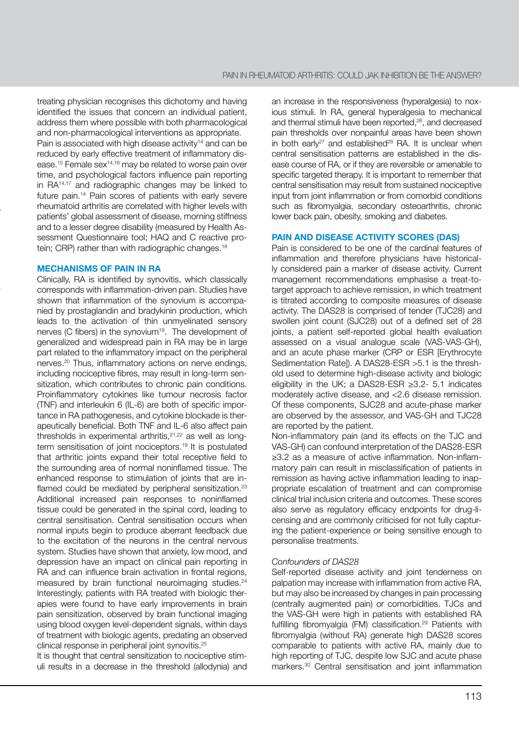treating physician recognises this dichotomy and having identified the issues that concern an individual patient, address them where possible with both pharmacological and non-pharmacological interventions as appropriate.

Pain is associated with high disease activity[14] and can be reduced by early effective treatment of inflammatory disease.[15] Female sex[14,16] may be related to worse pain over time, and psychological factors influence pain reporting in RA[14,17] and radiographic changes may be linked to future pain.[14] Pain scores of patients with early severe rheumatoid arthritis are correlated with higher levels with patients' global assessment of disease, morning stiffness and to a lesser degree disability (measured by Health Assessment Questionnaire tool; HAQ and C reactive protein; CRP) rather than with radiographic changes.[18]

## MECHANISMS OF PAIN IN RA

Clinically, RA is identified by synovitis, which classically corresponds with inflammation-driven pain. Studies have shown that inflammation of the synovium is accompanied by prostaglandin and bradykinin production, which leads to the activation of thin unmyelinated sensory nerves (C fibers) in the synovium[19]. The development of generalized and widespread pain in RA may be in large part related to the inflammatory impact on the peripheral nerves.[20] Thus, inflammatory actions on nerve endings, including nociceptive fibres, may result in long-term sensitization, which contributes to chronic pain conditions. Proinflammatory cytokines like tumour necrosis factor (TNF) and interleukin 6 (IL-6) are both of specific importance in RA pathogenesis, and cytokine blockade is therapeutically beneficial. Both TNF and IL-6 also affect pain thresholds in experimental arthritis,[21,22] as well as long-term sensitisation of joint nociceptors.[19] It is postulated that arthritic joints expand their total receptive field to the surrounding area of normal noninflamed tissue. The enhanced response to stimulation of joints that are inflamed could be mediated by peripheral sensitization.[23] Additional increased pain responses to noninflamed tissue could be generated in the spinal cord, leading to central sensitisation. Central sensitisation occurs when normal inputs begin to produce aberrant feedback due to the excitation of the neurons in the central nervous system. Studies have shown that anxiety, low mood, and depression have an impact on clinical pain reporting in RA and can influence brain activation in frontal regions, measured by brain functional neuroimaging studies.[24] Interestingly, patients with RA treated with biologic therapies were found to have early improvements in brain pain sensitization, observed by brain functional imaging using blood oxygen level-dependent signals, within days of treatment with biologic agents, predating an observed clinical response in peripheral joint synovitis.[25]

It is thought that central sensitization to nociceptive stimuli results in a decrease in the threshold (allodynia) and an increase in the responsiveness (hyperalgesia) to noxious stimuli. In RA, general hyperalgesia to mechanical and thermal stimuli have been reported,[26], and decreased pain thresholds over nonpainful areas have been shown in both early[27] and established[28] RA. It is unclear when central sensitisation patterns are established in the disease course of RA, or if they are reversible or amenable to specific targeted therapy. It is important to remember that central sensitisation may result from sustained nociceptive input from joint inflammation or from comorbid conditions such as fibromyalgia, secondary osteoarthritis, chronic lower back pain, obesity, smoking and diabetes.

## PAIN AND DISEASE ACTIVITY SCORES (DAS)

Pain is considered to be one of the cardinal features of inflammation and therefore physicians have historically considered pain a marker of disease activity. Current management recommendations emphasise a treat-to-target approach to achieve remission, in which treatment is titrated according to composite measures of disease activity. The DAS28 is comprised of tender (TJC28) and swollen joint count (SJC28) out of a defined set of 28 joints, a patient self-reported global health evaluation assessed on a visual analogue scale (VAS-VAS-GH), and an acute phase marker (CRP or ESR [Erythrocyte Sedimentation Rate]). A DAS28-ESR >5.1 is the threshold used to determine high-disease activity and biologic eligibility in the UK; a DAS28-ESR ≥3.2- 5.1 indicates moderately active disease, and <2.6 disease remission. Of these components, SJC28 and acute-phase marker are observed by the assessor, and VAS-GH and TJC28 are reported by the patient.

Non-inflammatory pain (and its effects on the TJC and VAS-GH) can confound interpretation of the DAS28-ESR ≥3.2 as a measure of active inflammation. Non-inflammatory pain can result in misclassification of patients in remission as having active inflammation leading to inappropriate escalation of treatment and can compromise clinical trial inclusion criteria and outcomes. These scores also serve as regulatory efficacy endpoints for drug-licensing and are commonly criticised for not fully capturing the patient-experience or being sensitive enough to personalise treatments.

### *Confounders of DAS28*

Self-reported disease activity and joint tenderness on palpation may increase with inflammation from active RA, but may also be increased by changes in pain processing (centrally augmented pain) or comorbidities. TJCs and the VAS-GH were high in patients with established RA fulfilling fibromyalgia (FM) classification.[29] Patients with fibromyalgia (without RA) generate high DAS28 scores comparable to patients with active RA, mainly due to high reporting of TJC, despite low SJC and acute phase markers.[30] Central sensitisation and joint inflammation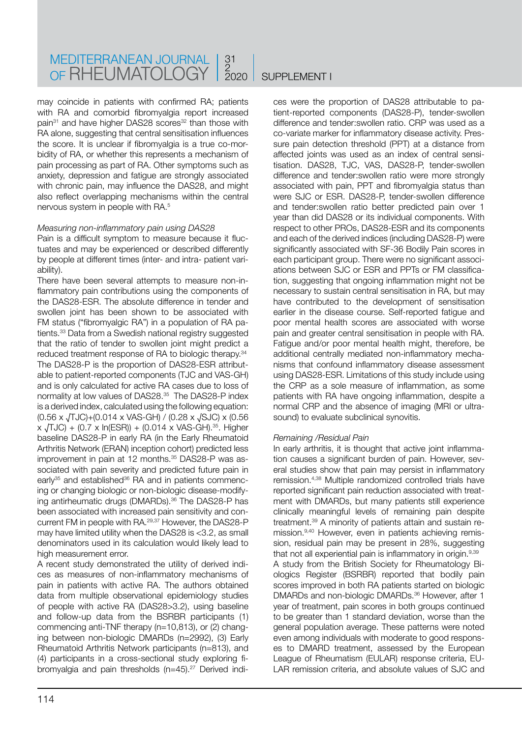may coincide in patients with confirmed RA; patients with RA and comorbid fibromyalgia report increased pain[31] and have higher DAS28 scores[32] than those with RA alone, suggesting that central sensitisation influences the score. It is unclear if fibromyalgia is a true co-morbidity of RA, or whether this represents a mechanism of pain processing as part of RA. Other symptoms such as anxiety, depression and fatigue are strongly associated with chronic pain, may influence the DAS28, and might also reflect overlapping mechanisms within the central nervous system in people with RA.[5]

*Measuring non-inflammatory pain using DAS28*

Pain is a difficult symptom to measure because it fluctuates and may be experienced or described differently by people at different times (inter- and intra- patient variability).

There have been several attempts to measure non-inflammatory pain contributions using the components of the DAS28-ESR. The absolute difference in tender and swollen joint has been shown to be associated with FM status ("fibromyalgic RA") in a population of RA patients.[33] Data from a Swedish national registry suggested that the ratio of tender to swollen joint might predict a reduced treatment response of RA to biologic therapy.[34]

The DAS28-P is the proportion of DAS28-ESR attributable to patient-reported components (TJC and VAS-GH) and is only calculated for active RA cases due to loss of normality at low values of DAS28.[35] The DAS28-P index is a derived index, calculated using the following equation: $(0.56 \times \sqrt{TJC}) + (0.014 \times VAS\text{-}GH) / (0.28 \times \sqrt{SJC}) \times (0.56 \times \sqrt{TJC}) + (0.7 \times \ln(ESR)) + (0.014 \times VAS\text{-}GH)$.[35]. Higher baseline DAS28-P in early RA (in the Early Rheumatoid Arthritis Network (ERAN) inception cohort) predicted less improvement in pain at 12 months.[35] DAS28-P was associated with pain severity and predicted future pain in early[35] and established[36] RA and in patients commencing or changing biologic or non-biologic disease-modifying antirheumatic drugs (DMARDs).[36] The DAS28-P has been associated with increased pain sensitivity and concurrent FM in people with RA.[29,37] However, the DAS28-P may have limited utility when the DAS28 is <3.2, as small denominators used in its calculation would likely lead to high measurement error.

A recent study demonstrated the utility of derived indices as measures of non-inflammatory mechanisms of pain in patients with active RA. The authors obtained data from multiple observational epidemiology studies of people with active RA (DAS28>3.2), using baseline and follow-up data from the BSRBR participants (1) commencing anti-TNF therapy (n=10,813), or (2) changing between non-biologic DMARDs (n=2992), (3) Early Rheumatoid Arthritis Network participants (n=813), and (4) participants in a cross-sectional study exploring fibromyalgia and pain thresholds (n=45).[27] Derived indices were the proportion of DAS28 attributable to patient-reported components (DAS28-P), tender-swollen difference and tender:swollen ratio. CRP was used as a co-variate marker for inflammatory disease activity. Pressure pain detection threshold (PPT) at a distance from affected joints was used as an index of central sensitisation. DAS28, TJC, VAS, DAS28-P, tender-swollen difference and tender:swollen ratio were more strongly associated with pain, PPT and fibromyalgia status than were SJC or ESR. DAS28-P, tender-swollen difference and tender:swollen ratio better predicted pain over 1 year than did DAS28 or its individual components. With respect to other PROs, DAS28-ESR and its components and each of the derived indices (including DAS28-P) were significantly associated with SF-36 Bodily Pain scores in each participant group. There were no significant associations between SJC or ESR and PPTs or FM classification, suggesting that ongoing inflammation might not be necessary to sustain central sensitisation in RA, but may have contributed to the development of sensitisation earlier in the disease course. Self-reported fatigue and poor mental health scores are associated with worse pain and greater central sensitisation in people with RA. Fatigue and/or poor mental health might, therefore, be additional centrally mediated non-inflammatory mechanisms that confound inflammatory disease assessment using DAS28-ESR. Limitations of this study include using the CRP as a sole measure of inflammation, as some patients with RA have ongoing inflammation, despite a normal CRP and the absence of imaging (MRI or ultrasound) to evaluate subclinical synovitis.

*Remaining /Residual Pain*

In early arthritis, it is thought that active joint inflammation causes a significant burden of pain. However, several studies show that pain may persist in inflammatory remission.[4,38] Multiple randomized controlled trials have reported significant pain reduction associated with treatment with DMARDs, but many patients still experience clinically meaningful levels of remaining pain despite treatment.[39] A minority of patients attain and sustain remission.[9,40] However, even in patients achieving remission, residual pain may be present in 28%, suggesting that not all experiential pain is inflammatory in origin.[9,39]

A study from the British Society for Rheumatology Biologics Register (BSRBR) reported that bodily pain scores improved in both RA patients started on biologic DMARDs and non-biologic DMARDs.[36] However, after 1 year of treatment, pain scores in both groups continued to be greater than 1 standard deviation, worse than the general population average. These patterns were noted even among individuals with moderate to good responses to DMARD treatment, assessed by the European League of Rheumatism (EULAR) response criteria, EULAR remission criteria, and absolute values of SJC and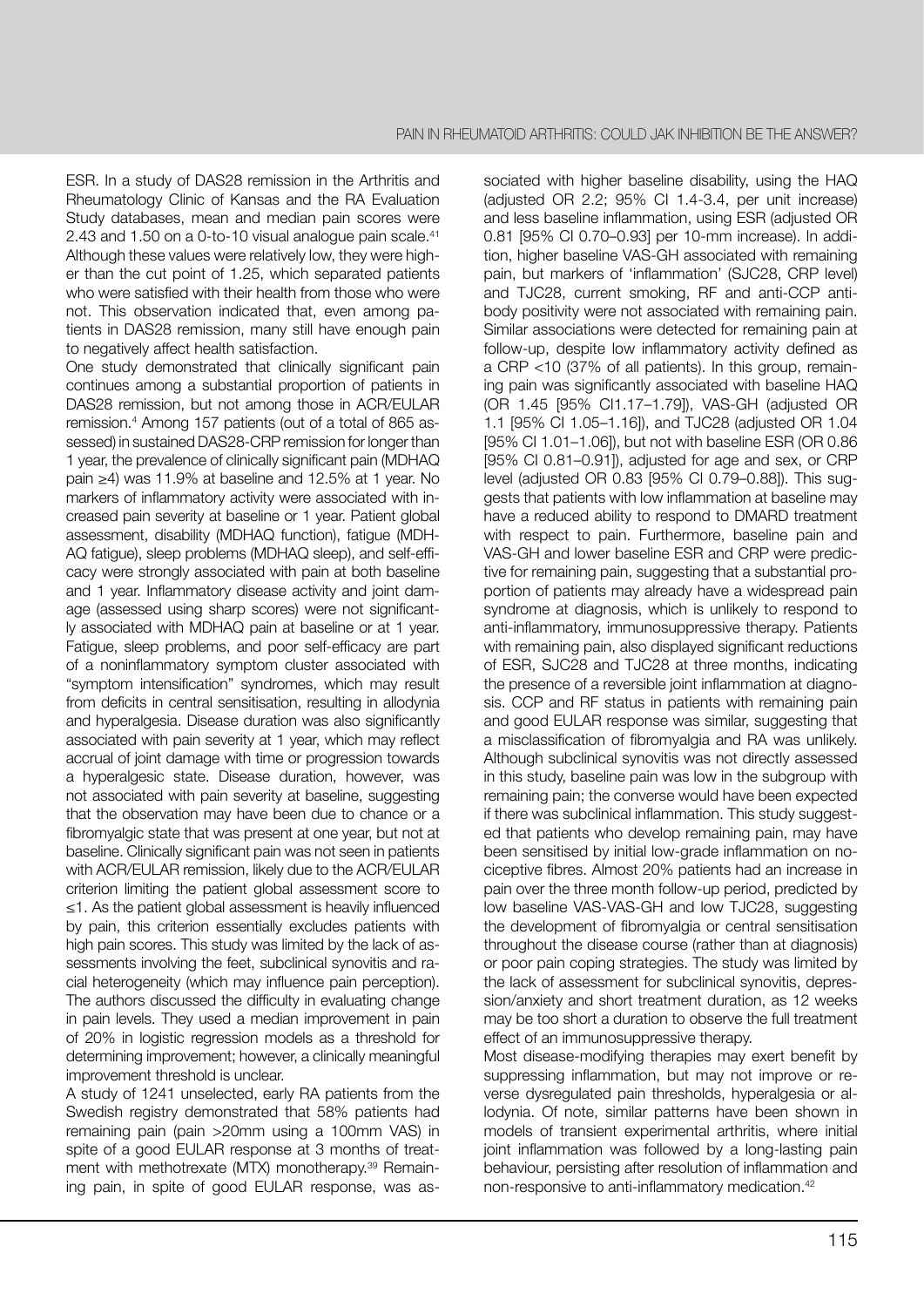ESR. In a study of DAS28 remission in the Arthritis and Rheumatology Clinic of Kansas and the RA Evaluation Study databases, mean and median pain scores were 2.43 and 1.50 on a 0-to-10 visual analogue pain scale.[41] Although these values were relatively low, they were higher than the cut point of 1.25, which separated patients who were satisfied with their health from those who were not. This observation indicated that, even among patients in DAS28 remission, many still have enough pain to negatively affect health satisfaction.

One study demonstrated that clinically significant pain continues among a substantial proportion of patients in DAS28 remission, but not among those in ACR/EULAR remission.[4] Among 157 patients (out of a total of 865 assessed) in sustained DAS28-CRP remission for longer than 1 year, the prevalence of clinically significant pain (MDHAQ pain ≥4) was 11.9% at baseline and 12.5% at 1 year. No markers of inflammatory activity were associated with increased pain severity at baseline or 1 year. Patient global assessment, disability (MDHAQ function), fatigue (MDHAQ fatigue), sleep problems (MDHAQ sleep), and self-efficacy were strongly associated with pain at both baseline and 1 year. Inflammatory disease activity and joint damage (assessed using sharp scores) were not significantly associated with MDHAQ pain at baseline or at 1 year. Fatigue, sleep problems, and poor self-efficacy are part of a noninflammatory symptom cluster associated with "symptom intensification" syndromes, which may result from deficits in central sensitisation, resulting in allodynia and hyperalgesia. Disease duration was also significantly associated with pain severity at 1 year, which may reflect accrual of joint damage with time or progression towards a hyperalgesic state. Disease duration, however, was not associated with pain severity at baseline, suggesting that the observation may have been due to chance or a fibromyalgic state that was present at one year, but not at baseline. Clinically significant pain was not seen in patients with ACR/EULAR remission, likely due to the ACR/EULAR criterion limiting the patient global assessment score to ≤1. As the patient global assessment is heavily influenced by pain, this criterion essentially excludes patients with high pain scores. This study was limited by the lack of assessments involving the feet, subclinical synovitis and racial heterogeneity (which may influence pain perception). The authors discussed the difficulty in evaluating change in pain levels. They used a median improvement in pain of 20% in logistic regression models as a threshold for determining improvement; however, a clinically meaningful improvement threshold is unclear.

A study of 1241 unselected, early RA patients from the Swedish registry demonstrated that 58% patients had remaining pain (pain >20mm using a 100mm VAS) in spite of a good EULAR response at 3 months of treatment with methotrexate (MTX) monotherapy.[39] Remaining pain, in spite of good EULAR response, was associated with higher baseline disability, using the HAQ (adjusted OR 2.2; 95% CI 1.4-3.4, per unit increase) and less baseline inflammation, using ESR (adjusted OR 0.81 [95% CI 0.70–0.93] per 10-mm increase). In addition, higher baseline VAS-GH associated with remaining pain, but markers of 'inflammation' (SJC28, CRP level) and TJC28, current smoking, RF and anti-CCP antibody positivity were not associated with remaining pain. Similar associations were detected for remaining pain at follow-up, despite low inflammatory activity defined as a CRP <10 (37% of all patients). In this group, remaining pain was significantly associated with baseline HAQ (OR 1.45 [95% CI1.17–1.79]), VAS-GH (adjusted OR 1.1 [95% CI 1.05–1.16]), and TJC28 (adjusted OR 1.04 [95% CI 1.01–1.06]), but not with baseline ESR (OR 0.86 [95% CI 0.81–0.91]), adjusted for age and sex, or CRP level (adjusted OR 0.83 [95% CI 0.79–0.88]). This suggests that patients with low inflammation at baseline may have a reduced ability to respond to DMARD treatment with respect to pain. Furthermore, baseline pain and VAS-GH and lower baseline ESR and CRP were predictive for remaining pain, suggesting that a substantial proportion of patients may already have a widespread pain syndrome at diagnosis, which is unlikely to respond to anti-inflammatory, immunosuppressive therapy. Patients with remaining pain, also displayed significant reductions of ESR, SJC28 and TJC28 at three months, indicating the presence of a reversible joint inflammation at diagnosis. CCP and RF status in patients with remaining pain and good EULAR response was similar, suggesting that a misclassification of fibromyalgia and RA was unlikely. Although subclinical synovitis was not directly assessed in this study, baseline pain was low in the subgroup with remaining pain; the converse would have been expected if there was subclinical inflammation. This study suggested that patients who develop remaining pain, may have been sensitised by initial low-grade inflammation on nociceptive fibres. Almost 20% patients had an increase in pain over the three month follow-up period, predicted by low baseline VAS-VAS-GH and low TJC28, suggesting the development of fibromyalgia or central sensitisation throughout the disease course (rather than at diagnosis) or poor pain coping strategies. The study was limited by the lack of assessment for subclinical synovitis, depression/anxiety and short treatment duration, as 12 weeks may be too short a duration to observe the full treatment effect of an immunosuppressive therapy.

Most disease-modifying therapies may exert benefit by suppressing inflammation, but may not improve or reverse dysregulated pain thresholds, hyperalgesia or allodynia. Of note, similar patterns have been shown in models of transient experimental arthritis, where initial joint inflammation was followed by a long-lasting pain behaviour, persisting after resolution of inflammation and non-responsive to anti-inflammatory medication.[42]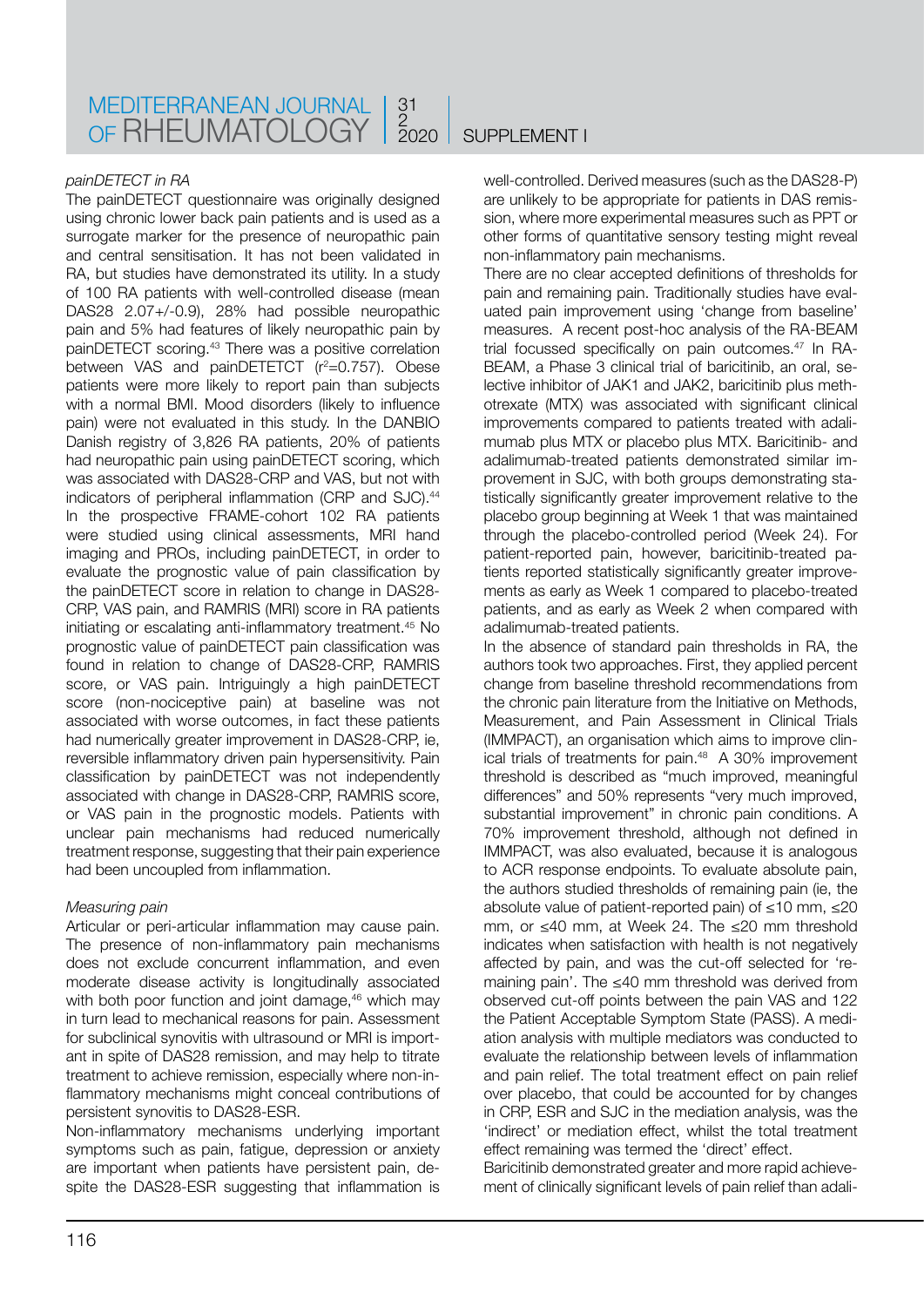*painDETECT in RA*

The painDETECT questionnaire was originally designed using chronic lower back pain patients and is used as a surrogate marker for the presence of neuropathic pain and central sensitisation. It has not been validated in RA, but studies have demonstrated its utility. In a study of 100 RA patients with well-controlled disease (mean DAS28 2.07+/-0.9), 28% had possible neuropathic pain and 5% had features of likely neuropathic pain by painDETECT scoring.[43] There was a positive correlation between VAS and painDETETCT ($r^2$=0.757). Obese patients were more likely to report pain than subjects with a normal BMI. Mood disorders (likely to influence pain) were not evaluated in this study. In the DANBIO Danish registry of 3,826 RA patients, 20% of patients had neuropathic pain using painDETECT scoring, which was associated with DAS28-CRP and VAS, but not with indicators of peripheral inflammation (CRP and SJC).[44] In the prospective FRAME-cohort 102 RA patients were studied using clinical assessments, MRI hand imaging and PROs, including painDETECT, in order to evaluate the prognostic value of pain classification by the painDETECT score in relation to change in DAS28-CRP, VAS pain, and RAMRIS (MRI) score in RA patients initiating or escalating anti-inflammatory treatment.[45] No prognostic value of painDETECT pain classification was found in relation to change of DAS28-CRP, RAMRIS score, or VAS pain. Intriguingly a high painDETECT score (non-nociceptive pain) at baseline was not associated with worse outcomes, in fact these patients had numerically greater improvement in DAS28-CRP, ie, reversible inflammatory driven pain hypersensitivity. Pain classification by painDETECT was not independently associated with change in DAS28-CRP, RAMRIS score, or VAS pain in the prognostic models. Patients with unclear pain mechanisms had reduced numerically treatment response, suggesting that their pain experience had been uncoupled from inflammation.

*Measuring pain*

Articular or peri-articular inflammation may cause pain. The presence of non-inflammatory pain mechanisms does not exclude concurrent inflammation, and even moderate disease activity is longitudinally associated with both poor function and joint damage,[46] which may in turn lead to mechanical reasons for pain. Assessment for subclinical synovitis with ultrasound or MRI is important in spite of DAS28 remission, and may help to titrate treatment to achieve remission, especially where non-inflammatory mechanisms might conceal contributions of persistent synovitis to DAS28-ESR.

Non-inflammatory mechanisms underlying important symptoms such as pain, fatigue, depression or anxiety are important when patients have persistent pain, despite the DAS28-ESR suggesting that inflammation is well-controlled. Derived measures (such as the DAS28-P) are unlikely to be appropriate for patients in DAS remission, where more experimental measures such as PPT or other forms of quantitative sensory testing might reveal non-inflammatory pain mechanisms.

There are no clear accepted definitions of thresholds for pain and remaining pain. Traditionally studies have evaluated pain improvement using 'change from baseline' measures. A recent post-hoc analysis of the RA-BEAM trial focussed specifically on pain outcomes.[47] In RA-BEAM, a Phase 3 clinical trial of baricitinib, an oral, selective inhibitor of JAK1 and JAK2, baricitinib plus methotrexate (MTX) was associated with significant clinical improvements compared to patients treated with adalimumab plus MTX or placebo plus MTX. Baricitinib- and adalimumab-treated patients demonstrated similar improvement in SJC, with both groups demonstrating statistically significantly greater improvement relative to the placebo group beginning at Week 1 that was maintained through the placebo-controlled period (Week 24). For patient-reported pain, however, baricitinib-treated patients reported statistically significantly greater improvements as early as Week 1 compared to placebo-treated patients, and as early as Week 2 when compared with adalimumab-treated patients.

In the absence of standard pain thresholds in RA, the authors took two approaches. First, they applied percent change from baseline threshold recommendations from the chronic pain literature from the Initiative on Methods, Measurement, and Pain Assessment in Clinical Trials (IMMPACT), an organisation which aims to improve clinical trials of treatments for pain.[48] A 30% improvement threshold is described as "much improved, meaningful differences" and 50% represents "very much improved, substantial improvement" in chronic pain conditions. A 70% improvement threshold, although not defined in IMMPACT, was also evaluated, because it is analogous to ACR response endpoints. To evaluate absolute pain, the authors studied thresholds of remaining pain (ie, the absolute value of patient-reported pain) of ≤10 mm, ≤20 mm, or ≤40 mm, at Week 24. The ≤20 mm threshold indicates when satisfaction with health is not negatively affected by pain, and was the cut-off selected for 'remaining pain'. The ≤40 mm threshold was derived from observed cut-off points between the pain VAS and 122 the Patient Acceptable Symptom State (PASS). A mediation analysis with multiple mediators was conducted to evaluate the relationship between levels of inflammation and pain relief. The total treatment effect on pain relief over placebo, that could be accounted for by changes in CRP, ESR and SJC in the mediation analysis, was the 'indirect' or mediation effect, whilst the total treatment effect remaining was termed the 'direct' effect.

Baricitinib demonstrated greater and more rapid achievement of clinically significant levels of pain relief than adali-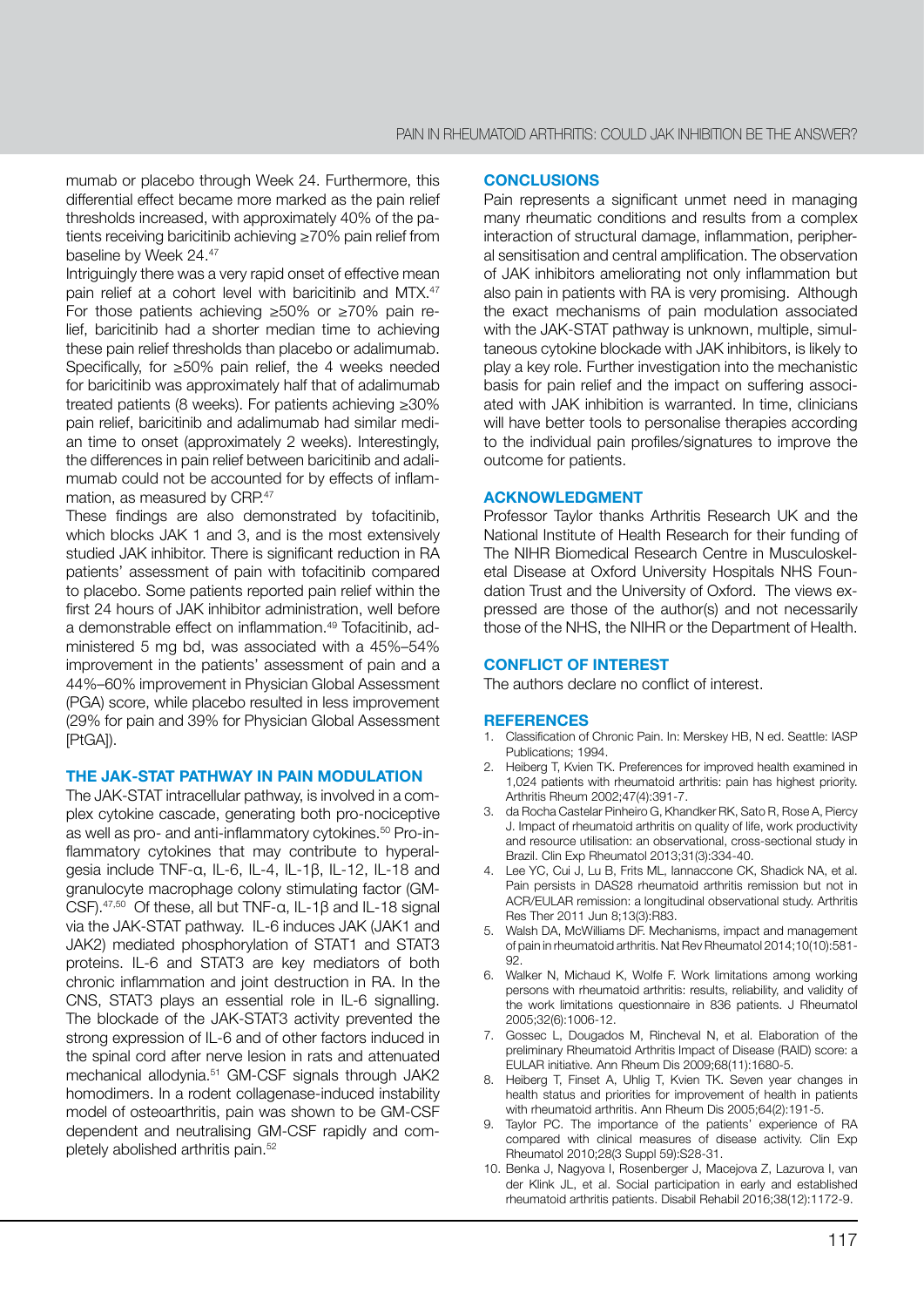mumab or placebo through Week 24. Furthermore, this differential effect became more marked as the pain relief thresholds increased, with approximately 40% of the patients receiving baricitinib achieving ≥70% pain relief from baseline by Week 24.[47]

Intriguingly there was a very rapid onset of effective mean pain relief at a cohort level with baricitinib and MTX.[47] For those patients achieving ≥50% or ≥70% pain relief, baricitinib had a shorter median time to achieving these pain relief thresholds than placebo or adalimumab. Specifically, for ≥50% pain relief, the 4 weeks needed for baricitinib was approximately half that of adalimumab treated patients (8 weeks). For patients achieving ≥30% pain relief, baricitinib and adalimumab had similar median time to onset (approximately 2 weeks). Interestingly, the differences in pain relief between baricitinib and adalimumab could not be accounted for by effects of inflammation, as measured by CRP.[47]

These findings are also demonstrated by tofacitinib, which blocks JAK 1 and 3, and is the most extensively studied JAK inhibitor. There is significant reduction in RA patients' assessment of pain with tofacitinib compared to placebo. Some patients reported pain relief within the first 24 hours of JAK inhibitor administration, well before a demonstrable effect on inflammation.[49] Tofacitinib, administered 5 mg bd, was associated with a 45%–54% improvement in the patients' assessment of pain and a 44%–60% improvement in Physician Global Assessment (PGA) score, while placebo resulted in less improvement (29% for pain and 39% for Physician Global Assessment [PtGA]).

## THE JAK-STAT PATHWAY IN PAIN MODULATION

The JAK-STAT intracellular pathway, is involved in a complex cytokine cascade, generating both pro-nociceptive as well as pro- and anti-inflammatory cytokines.[50] Pro-inflammatory cytokines that may contribute to hyperalgesia include TNF-α, IL-6, IL-4, IL-1β, IL-12, IL-18 and granulocyte macrophage colony stimulating factor (GM-CSF).[47,50] Of these, all but TNF-α, IL-1β and IL-18 signal via the JAK-STAT pathway. IL-6 induces JAK (JAK1 and JAK2) mediated phosphorylation of STAT1 and STAT3 proteins. IL-6 and STAT3 are key mediators of both chronic inflammation and joint destruction in RA. In the CNS, STAT3 plays an essential role in IL-6 signalling. The blockade of the JAK-STAT3 activity prevented the strong expression of IL-6 and of other factors induced in the spinal cord after nerve lesion in rats and attenuated mechanical allodynia.[51] GM-CSF signals through JAK2 homodimers. In a rodent collagenase-induced instability model of osteoarthritis, pain was shown to be GM-CSF dependent and neutralising GM-CSF rapidly and completely abolished arthritis pain.[52]

## CONCLUSIONS

Pain represents a significant unmet need in managing many rheumatic conditions and results from a complex interaction of structural damage, inflammation, peripheral sensitisation and central amplification. The observation of JAK inhibitors ameliorating not only inflammation but also pain in patients with RA is very promising. Although the exact mechanisms of pain modulation associated with the JAK-STAT pathway is unknown, multiple, simultaneous cytokine blockade with JAK inhibitors, is likely to play a key role. Further investigation into the mechanistic basis for pain relief and the impact on suffering associated with JAK inhibition is warranted. In time, clinicians will have better tools to personalise therapies according to the individual pain profiles/signatures to improve the outcome for patients.

## ACKNOWLEDGMENT

Professor Taylor thanks Arthritis Research UK and the National Institute of Health Research for their funding of The NIHR Biomedical Research Centre in Musculoskeletal Disease at Oxford University Hospitals NHS Foundation Trust and the University of Oxford. The views expressed are those of the author(s) and not necessarily those of the NHS, the NIHR or the Department of Health.

## CONFLICT OF INTEREST

The authors declare no conflict of interest.

## REFERENCES

1. Classification of Chronic Pain. In: Merskey HB, N ed. Seattle: IASP Publications; 1994.
2. Heiberg T, Kvien TK. Preferences for improved health examined in 1,024 patients with rheumatoid arthritis: pain has highest priority. Arthritis Rheum 2002;47(4):391-7.
3. da Rocha Castelar Pinheiro G, Khandker RK, Sato R, Rose A, Piercy J. Impact of rheumatoid arthritis on quality of life, work productivity and resource utilisation: an observational, cross-sectional study in Brazil. Clin Exp Rheumatol 2013;31(3):334-40.
4. Lee YC, Cui J, Lu B, Frits ML, Iannaccone CK, Shadick NA, et al. Pain persists in DAS28 rheumatoid arthritis remission but not in ACR/EULAR remission: a longitudinal observational study. Arthritis Res Ther 2011 Jun 8;13(3):R83.
5. Walsh DA, McWilliams DF. Mechanisms, impact and management of pain in rheumatoid arthritis. Nat Rev Rheumatol 2014;10(10):581-92.
6. Walker N, Michaud K, Wolfe F. Work limitations among working persons with rheumatoid arthritis: results, reliability, and validity of the work limitations questionnaire in 836 patients. J Rheumatol 2005;32(6):1006-12.
7. Gossec L, Dougados M, Rincheval N, et al. Elaboration of the preliminary Rheumatoid Arthritis Impact of Disease (RAID) score: a EULAR initiative. Ann Rheum Dis 2009;68(11):1680-5.
8. Heiberg T, Finset A, Uhlig T, Kvien TK. Seven year changes in health status and priorities for improvement of health in patients with rheumatoid arthritis. Ann Rheum Dis 2005;64(2):191-5.
9. Taylor PC. The importance of the patients' experience of RA compared with clinical measures of disease activity. Clin Exp Rheumatol 2010;28(3 Suppl 59):S28-31.
10. Benka J, Nagyova I, Rosenberger J, Macejova Z, Lazurova I, van der Klink JL, et al. Social participation in early and established rheumatoid arthritis patients. Disabil Rehabil 2016;38(12):1172-9.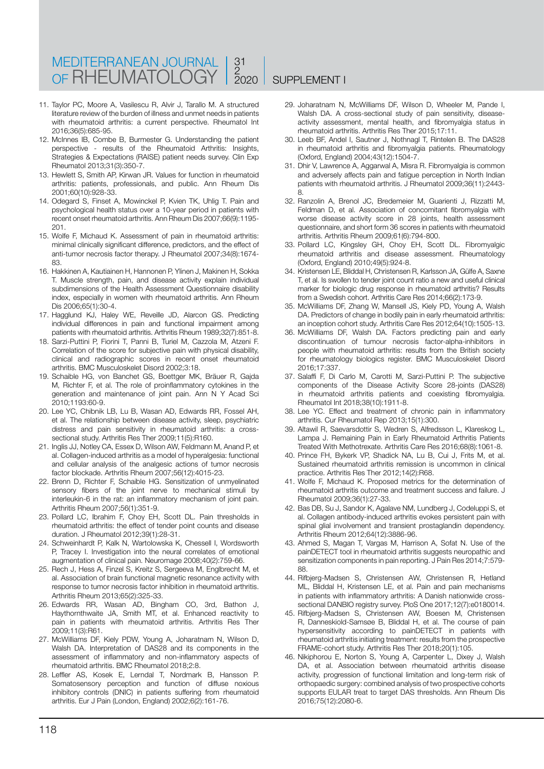11. Taylor PC, Moore A, Vasilescu R, Alvir J, Tarallo M. A structured literature review of the burden of illness and unmet needs in patients with rheumatoid arthritis: a current perspective. Rheumatol Int 2016;36(5):685-95.
12. McInnes IB, Combe B, Burmester G. Understanding the patient perspective - results of the Rheumatoid Arthritis: Insights, Strategies & Expectations (RAISE) patient needs survey. Clin Exp Rheumatol 2013;31(3):350-7.
13. Hewlett S, Smith AP, Kirwan JR. Values for function in rheumatoid arthritis: patients, professionals, and public. Ann Rheum Dis 2001;60(10):928-33.
14. Odegard S, Finset A, Mowinckel P, Kvien TK, Uhlig T. Pain and psychological health status over a 10-year period in patients with recent onset rheumatoid arthritis. Ann Rheum Dis 2007;66(9):1195-201.
15. Wolfe F, Michaud K. Assessment of pain in rheumatoid arthritis: minimal clinically significant difference, predictors, and the effect of anti-tumor necrosis factor therapy. J Rheumatol 2007;34(8):1674-83.
16. Hakkinen A, Kautiainen H, Hannonen P, Ylinen J, Makinen H, Sokka T. Muscle strength, pain, and disease activity explain individual subdimensions of the Health Assessment Questionnaire disability index, especially in women with rheumatoid arthritis. Ann Rheum Dis 2006;65(1):30-4.
17. Hagglund KJ, Haley WE, Reveille JD, Alarcon GS. Predicting individual differences in pain and functional impairment among patients with rheumatoid arthritis. Arthritis Rheum 1989;32(7):851-8.
18. Sarzi-Puttini P, Fiorini T, Panni B, Turiel M, Cazzola M, Atzeni F. Correlation of the score for subjective pain with physical disability, clinical and radiographic scores in recent onset rheumatoid arthritis. BMC Musculoskelet Disord 2002;3:18.
19. Schaible HG, von Banchet GS, Boettger MK, Bräuer R, Gajda M, Richter F, et al. The role of proinflammatory cytokines in the generation and maintenance of joint pain. Ann N Y Acad Sci 2010;1193:60-9.
20. Lee YC, Chibnik LB, Lu B, Wasan AD, Edwards RR, Fossel AH, et al. The relationship between disease activity, sleep, psychiatric distress and pain sensitivity in rheumatoid arthritis: a cross-sectional study. Arthritis Res Ther 2009;11(5):R160.
21. Inglis JJ, Notley CA, Essex D, Wilson AW, Feldmann M, Anand P, et al. Collagen-induced arthritis as a model of hyperalgesia: functional and cellular analysis of the analgesic actions of tumor necrosis factor blockade. Arthritis Rheum 2007;56(12):4015-23.
22. Brenn D, Richter F, Schaible HG. Sensitization of unmyelinated sensory fibers of the joint nerve to mechanical stimuli by interleukin-6 in the rat: an inflammatory mechanism of joint pain. Arthritis Rheum 2007;56(1):351-9.
23. Pollard LC, Ibrahim F, Choy EH, Scott DL. Pain thresholds in rheumatoid arthritis: the effect of tender point counts and disease duration. J Rheumatol 2012;39(1):28-31.
24. Schweinhardt P, Kalk N, Wartolowska K, Chessell I, Wordsworth P, Tracey I. Investigation into the neural correlates of emotional augmentation of clinical pain. Neuroimage 2008;40(2):759-66.
25. Rech J, Hess A, Finzel S, Kreitz S, Sergeeva M, Englbrecht M, et al. Association of brain functional magnetic resonance activity with response to tumor necrosis factor inhibition in rheumatoid arthritis. Arthritis Rheum 2013;65(2):325-33.
26. Edwards RR, Wasan AD, Bingham CO, 3rd, Bathon J, Haythornthwaite JA, Smith MT, et al. Enhanced reactivity to pain in patients with rheumatoid arthritis. Arthritis Res Ther 2009;11(3):R61.
27. McWilliams DF, Kiely PDW, Young A, Joharatnam N, Wilson D, Walsh DA. Interpretation of DAS28 and its components in the assessment of inflammatory and non-inflammatory aspects of rheumatoid arthritis. BMC Rheumatol 2018;2:8.
28. Leffler AS, Kosek E, Lerndal T, Nordmark B, Hansson P. Somatosensory perception and function of diffuse noxious inhibitory controls (DNIC) in patients suffering from rheumatoid arthritis. Eur J Pain (London, England) 2002;6(2):161-76.
29. Joharatnam N, McWilliams DF, Wilson D, Wheeler M, Pande I, Walsh DA. A cross-sectional study of pain sensitivity, disease-activity assessment, mental health, and fibromyalgia status in rheumatoid arthritis. Arthritis Res Ther 2015;17:11.
30. Leeb BF, Andel I, Sautner J, Nothnagl T, Rintelen B. The DAS28 in rheumatoid arthritis and fibromyalgia patients. Rheumatology (Oxford, England) 2004;43(12):1504-7.
31. Dhir V, Lawrence A, Aggarwal A, Misra R. Fibromyalgia is common and adversely affects pain and fatigue perception in North Indian patients with rheumatoid arthritis. J Rheumatol 2009;36(11):2443-8.
32. Ranzolin A, Brenol JC, Bredemeier M, Guarienti J, Rizzatti M, Feldman D, et al. Association of concomitant fibromyalgia with worse disease activity score in 28 joints, health assessment questionnaire, and short form 36 scores in patients with rheumatoid arthritis. Arthritis Rheum 2009;61(6):794-800.
33. Pollard LC, Kingsley GH, Choy EH, Scott DL. Fibromyalgic rheumatoid arthritis and disease assessment. Rheumatology (Oxford, England) 2010;49(5):924-8.
34. Kristensen LE, Bliddal H, Christensen R, Karlsson JA, Gülfe A, Saxne T, et al. Is swollen to tender joint count ratio a new and useful clinical marker for biologic drug response in rheumatoid arthritis? Results from a Swedish cohort. Arthritis Care Res 2014;66(2):173-9.
35. McWilliams DF, Zhang W, Mansell JS, Kiely PD, Young A, Walsh DA. Predictors of change in bodily pain in early rheumatoid arthritis: an inception cohort study. Arthritis Care Res 2012;64(10):1505-13.
36. McWilliams DF, Walsh DA. Factors predicting pain and early discontinuation of tumour necrosis factor-alpha-inhibitors in people with rheumatoid arthritis: results from the British society for rheumatology biologics register. BMC Musculoskelet Disord 2016;17:337.
37. Salaffi F, Di Carlo M, Carotti M, Sarzi-Puttini P. The subjective components of the Disease Activity Score 28-joints (DAS28) in rheumatoid arthritis patients and coexisting fibromyalgia. Rheumatol Int 2018;38(10):1911-8.
38. Lee YC. Effect and treatment of chronic pain in inflammatory arthritis. Cur Rheumatol Rep 2013;15(1):300.
39. Altawil R, Saevarsdottir S, Wedren S, Alfredsson L, Klareskog L, Lampa J. Remaining Pain in Early Rheumatoid Arthritis Patients Treated With Methotrexate. Arthritis Care Res 2016;68(8):1061-8.
40. Prince FH, Bykerk VP, Shadick NA, Lu B, Cui J, Frits M, et al. Sustained rheumatoid arthritis remission is uncommon in clinical practice. Arthritis Res Ther 2012;14(2):R68.
41. Wolfe F, Michaud K. Proposed metrics for the determination of rheumatoid arthritis outcome and treatment success and failure. J Rheumatol 2009;36(1):27-33.
42. Bas DB, Su J, Sandor K, Agalave NM, Lundberg J, Codeluppi S, et al. Collagen antibody-induced arthritis evokes persistent pain with spinal glial involvement and transient prostaglandin dependency. Arthritis Rheum 2012;64(12):3886-96.
43. Ahmed S, Magan T, Vargas M, Harrison A, Sofat N. Use of the painDETECT tool in rheumatoid arthritis suggests neuropathic and sensitization components in pain reporting. J Pain Res 2014;7:579-88.
44. Rifbjerg-Madsen S, Christensen AW, Christensen R, Hetland ML, Bliddal H, Kristensen LE, et al. Pain and pain mechanisms in patients with inflammatory arthritis: A Danish nationwide cross-sectional DANBIO registry survey. PloS One 2017;12(7):e0180014.
45. Rifbjerg-Madsen S, Christensen AW, Boesen M, Christensen R, Danneskiold-Samsøe B, Bliddal H, et al. The course of pain hypersensitivity according to painDETECT in patients with rheumatoid arthritis initiating treatment: results from the prospective FRAME-cohort study. Arthritis Res Ther 2018;20(1):105.
46. Nikiphorou E, Norton S, Young A, Carpenter L, Dixey J, Walsh DA, et al. Association between rheumatoid arthritis disease activity, progression of functional limitation and long-term risk of orthopaedic surgery: combined analysis of two prospective cohorts supports EULAR treat to target DAS thresholds. Ann Rheum Dis 2016;75(12):2080-6.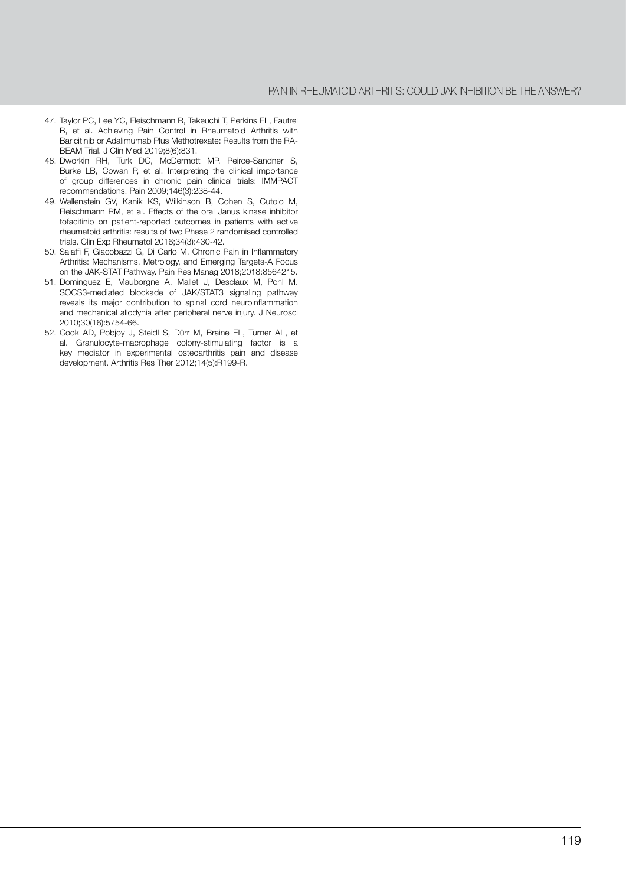47. Taylor PC, Lee YC, Fleischmann R, Takeuchi T, Perkins EL, Fautrel B, et al. Achieving Pain Control in Rheumatoid Arthritis with Baricitinib or Adalimumab Plus Methotrexate: Results from the RA-BEAM Trial. J Clin Med 2019;8(6):831.
48. Dworkin RH, Turk DC, McDermott MP, Peirce-Sandner S, Burke LB, Cowan P, et al. Interpreting the clinical importance of group differences in chronic pain clinical trials: IMMPACT recommendations. Pain 2009;146(3):238-44.
49. Wallenstein GV, Kanik KS, Wilkinson B, Cohen S, Cutolo M, Fleischmann RM, et al. Effects of the oral Janus kinase inhibitor tofacitinib on patient-reported outcomes in patients with active rheumatoid arthritis: results of two Phase 2 randomised controlled trials. Clin Exp Rheumatol 2016;34(3):430-42.
50. Salaffi F, Giacobazzi G, Di Carlo M. Chronic Pain in Inflammatory Arthritis: Mechanisms, Metrology, and Emerging Targets-A Focus on the JAK-STAT Pathway. Pain Res Manag 2018;2018:8564215.
51. Dominguez E, Mauborgne A, Mallet J, Desclaux M, Pohl M. SOCS3-mediated blockade of JAK/STAT3 signaling pathway reveals its major contribution to spinal cord neuroinflammation and mechanical allodynia after peripheral nerve injury. J Neurosci 2010;30(16):5754-66.
52. Cook AD, Pobjoy J, Steidl S, Dürr M, Braine EL, Turner AL, et al. Granulocyte-macrophage colony-stimulating factor is a key mediator in experimental osteoarthritis pain and disease development. Arthritis Res Ther 2012;14(5):R199-R.